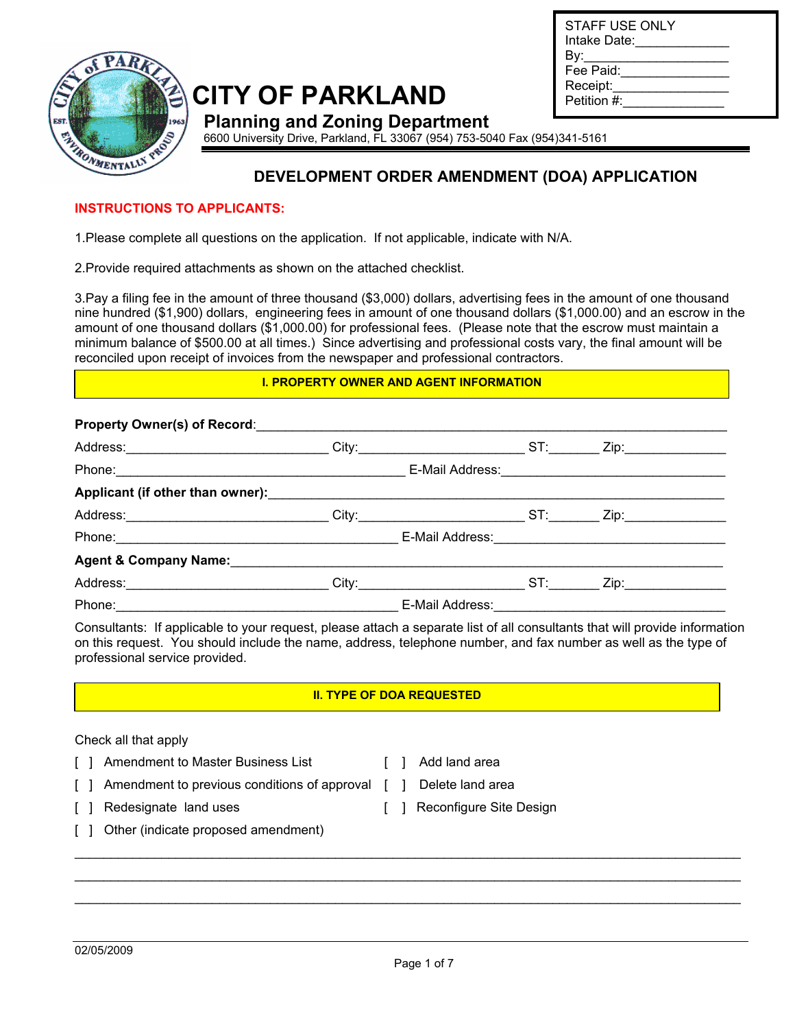STAFF USE ONLY
Intake Date:_____________
By:____________________
Fee Paid:_______________
Receipt:________________
Petition #:______________

# CITY OF PARKLAND

## Planning and Zoning Department

6600 University Drive, Parkland, FL 33067 (954) 753-5040 Fax (954)341-5161

## DEVELOPMENT ORDER AMENDMENT (DOA) APPLICATION

**INSTRUCTIONS TO APPLICANTS:**

1.Please complete all questions on the application. If not applicable, indicate with N/A.

2.Provide required attachments as shown on the attached checklist.

3.Pay a filing fee in the amount of three thousand ($3,000) dollars, advertising fees in the amount of one thousand nine hundred ($1,900) dollars, engineering fees in amount of one thousand dollars ($1,000.00) and an escrow in the amount of one thousand dollars ($1,000.00) for professional fees. (Please note that the escrow must maintain a minimum balance of $500.00 at all times.) Since advertising and professional costs vary, the final amount will be reconciled upon receipt of invoices from the newspaper and professional contractors.

### I. PROPERTY OWNER AND AGENT INFORMATION

**Property Owner(s) of Record**:_______________________________________________________________

Address:____________________________ City:______________________ ST:_______ Zip:______________

Phone:________________________________________ E-Mail Address:________________________________

**Applicant (if other than owner):**____________________________________________________________

Address:____________________________ City:______________________ ST:_______ Zip:______________

Phone:_______________________________________ E-Mail Address:_________________________________

**Agent & Company Name:**______________________________________________________________________

Address:____________________________ City:______________________ ST:_______ Zip:______________

Phone:_______________________________________ E-Mail Address:_________________________________

Consultants: If applicable to your request, please attach a separate list of all consultants that will provide information on this request. You should include the name, address, telephone number, and fax number as well as the type of professional service provided.

### II. TYPE OF DOA REQUESTED

Check all that apply

[ ] Amendment to Master Business List

[ ] Amendment to previous conditions of approval

[ ] Redesignate land uses

[ ] Other (indicate proposed amendment)

[ ] Add land area

[ ] Delete land area

[ ] Reconfigure Site Design

___________________________________________________________________________________________

___________________________________________________________________________________________

___________________________________________________________________________________________

02/05/2009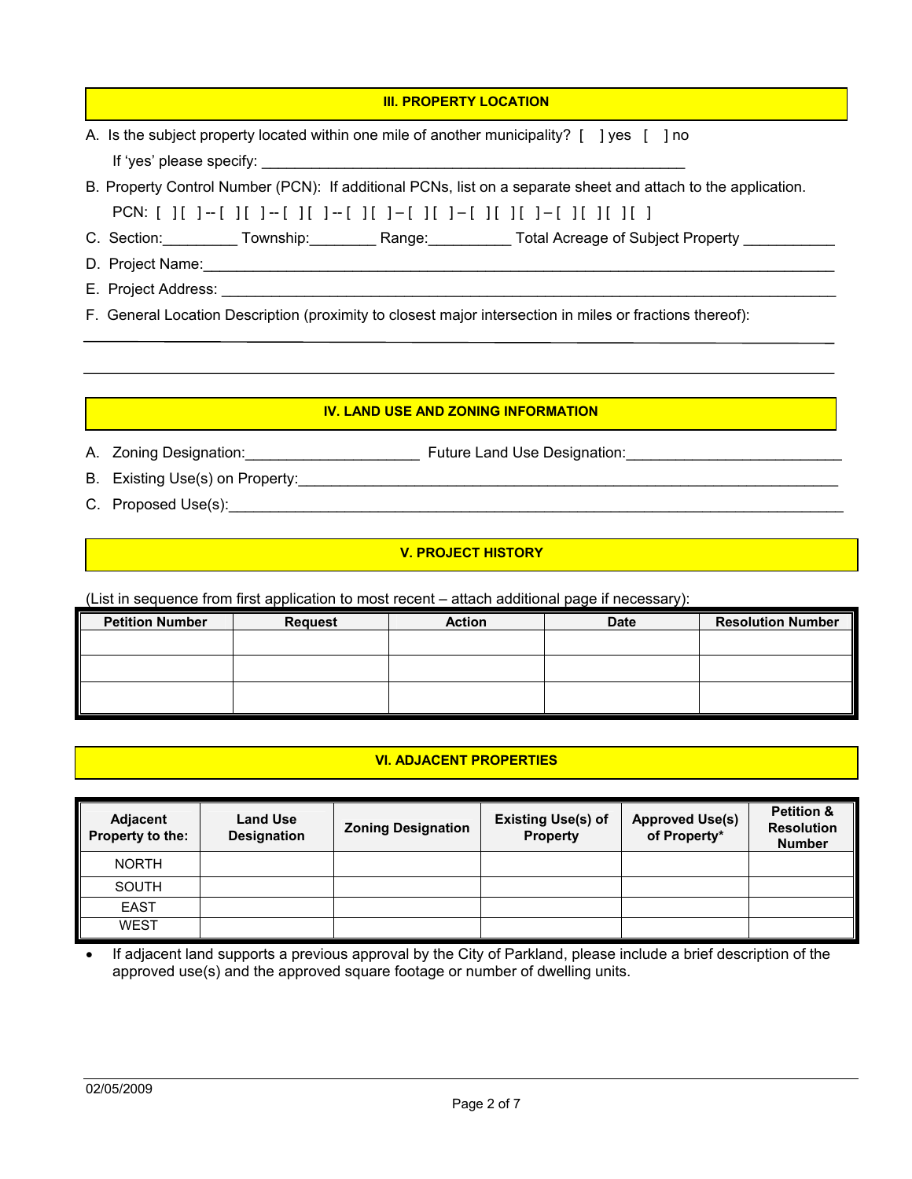## III. PROPERTY LOCATION

A. Is the subject property located within one mile of another municipality? [ ] yes [ ] no

If 'yes' please specify: _______________________________________________

B. Property Control Number (PCN): If additional PCNs, list on a separate sheet and attach to the application.

PCN: [ ][ ]--[ ][ ]--[ ][ ]--[ ][ ]–[ ][ ]–[ ][ ][ ]–[ ][ ][ ][ ]

C. Section:_________ Township:________ Range:__________ Total Acreage of Subject Property ___________

D. Project Name:_______________________________________________________________________

E. Project Address: _____________________________________________________________________

F. General Location Description (proximity to closest major intersection in miles or fractions thereof):

_______________________________________________________________________________________

_______________________________________________________________________________________

## IV. LAND USE AND ZONING INFORMATION

A. Zoning Designation:_____________________ Future Land Use Designation:__________________________

B. Existing Use(s) on Property:______________________________________________________________

C. Proposed Use(s):_____________________________________________________________________

## V. PROJECT HISTORY

(List in sequence from first application to most recent – attach additional page if necessary):

| Petition Number | Request | Action | Date | Resolution Number |
|---|---|---|---|---|
| | | | | |
| | | | | |
| | | | | |

## VI. ADJACENT PROPERTIES

| Adjacent Property to the: | Land Use Designation | Zoning Designation | Existing Use(s) of Property | Approved Use(s) of Property* | Petition & Resolution Number |
|---|---|---|---|---|---|
| NORTH | | | | | |
| SOUTH | | | | | |
| EAST | | | | | |
| WEST | | | | | |

- If adjacent land supports a previous approval by the City of Parkland, please include a brief description of the approved use(s) and the approved square footage or number of dwelling units.

02/05/2009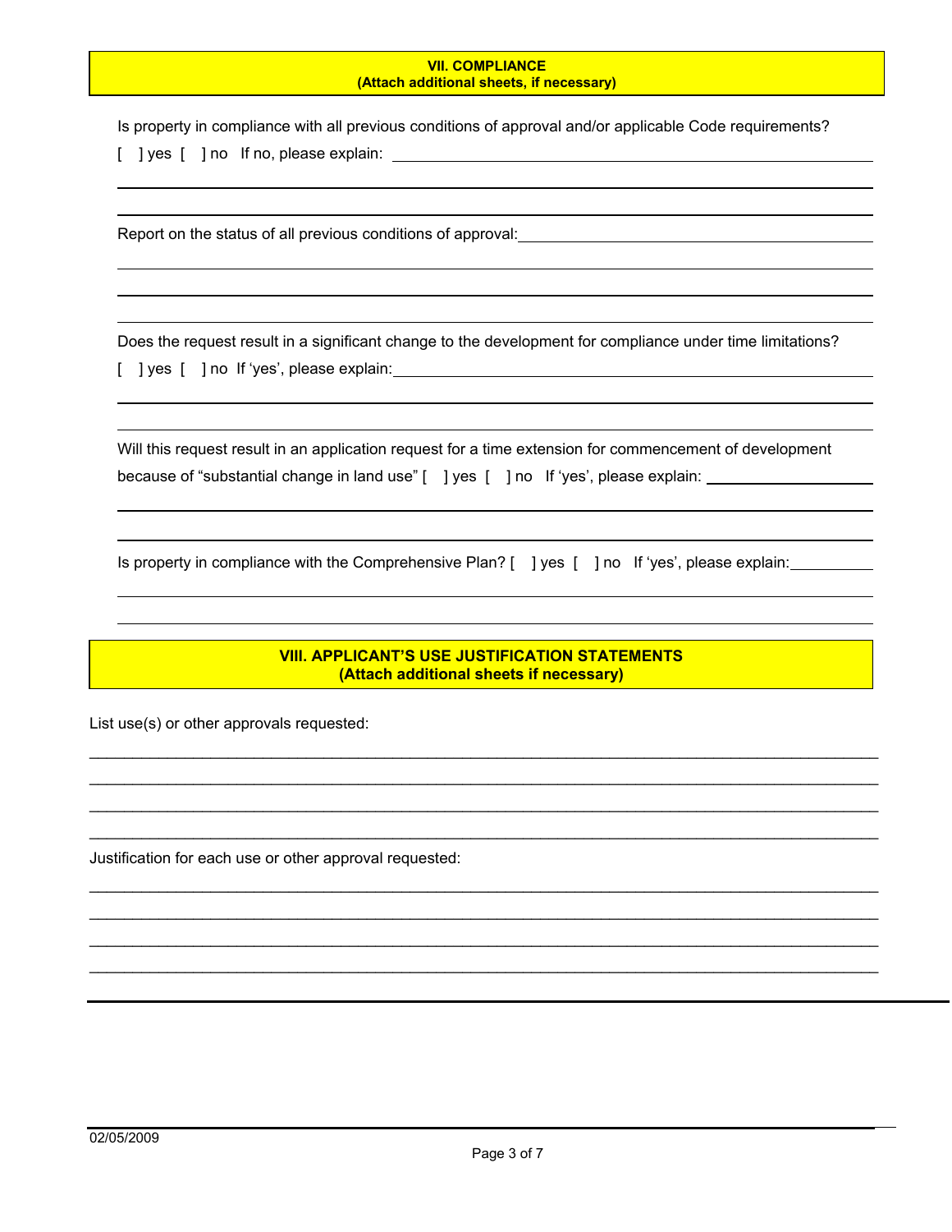## VII. COMPLIANCE
**(Attach additional sheets, if necessary)**

Is property in compliance with all previous conditions of approval and/or applicable Code requirements?

[ ] yes [ ] no If no, please explain: \_\_\_\_\_\_\_\_\_\_\_\_\_\_\_\_\_\_\_\_\_\_\_\_\_\_\_\_\_\_\_\_\_\_\_\_\_\_\_\_

Report on the status of all previous conditions of approval: \_\_\_\_\_\_\_\_\_\_\_\_\_\_\_\_\_\_\_\_\_\_\_\_\_\_\_\_\_\_\_\_

Does the request result in a significant change to the development for compliance under time limitations?

[ ] yes [ ] no If 'yes', please explain: \_\_\_\_\_\_\_\_\_\_\_\_\_\_\_\_\_\_\_\_\_\_\_\_\_\_\_\_\_\_\_\_\_\_\_\_\_\_\_\_

Will this request result in an application request for a time extension for commencement of development because of "substantial change in land use" [ ] yes [ ] no If 'yes', please explain: \_\_\_\_\_\_\_\_\_\_\_\_\_\_\_\_\_\_\_\_

Is property in compliance with the Comprehensive Plan? [ ] yes [ ] no If 'yes', please explain: \_\_\_\_\_\_\_\_\_\_

## VIII. APPLICANT'S USE JUSTIFICATION STATEMENTS
**(Attach additional sheets if necessary)**

List use(s) or other approvals requested:

\_\_\_\_\_\_\_\_\_\_\_\_\_\_\_\_\_\_\_\_\_\_\_\_\_\_\_\_\_\_\_\_\_\_\_\_\_\_\_\_\_\_\_\_\_\_\_\_\_\_\_\_\_\_\_\_\_\_\_\_\_\_\_\_\_\_\_\_\_\_\_\_\_\_\_\_\_\_\_\_

\_\_\_\_\_\_\_\_\_\_\_\_\_\_\_\_\_\_\_\_\_\_\_\_\_\_\_\_\_\_\_\_\_\_\_\_\_\_\_\_\_\_\_\_\_\_\_\_\_\_\_\_\_\_\_\_\_\_\_\_\_\_\_\_\_\_\_\_\_\_\_\_\_\_\_\_\_\_\_\_

\_\_\_\_\_\_\_\_\_\_\_\_\_\_\_\_\_\_\_\_\_\_\_\_\_\_\_\_\_\_\_\_\_\_\_\_\_\_\_\_\_\_\_\_\_\_\_\_\_\_\_\_\_\_\_\_\_\_\_\_\_\_\_\_\_\_\_\_\_\_\_\_\_\_\_\_\_\_\_\_

\_\_\_\_\_\_\_\_\_\_\_\_\_\_\_\_\_\_\_\_\_\_\_\_\_\_\_\_\_\_\_\_\_\_\_\_\_\_\_\_\_\_\_\_\_\_\_\_\_\_\_\_\_\_\_\_\_\_\_\_\_\_\_\_\_\_\_\_\_\_\_\_\_\_\_\_\_\_\_\_

Justification for each use or other approval requested:

\_\_\_\_\_\_\_\_\_\_\_\_\_\_\_\_\_\_\_\_\_\_\_\_\_\_\_\_\_\_\_\_\_\_\_\_\_\_\_\_\_\_\_\_\_\_\_\_\_\_\_\_\_\_\_\_\_\_\_\_\_\_\_\_\_\_\_\_\_\_\_\_\_\_\_\_\_\_\_\_

\_\_\_\_\_\_\_\_\_\_\_\_\_\_\_\_\_\_\_\_\_\_\_\_\_\_\_\_\_\_\_\_\_\_\_\_\_\_\_\_\_\_\_\_\_\_\_\_\_\_\_\_\_\_\_\_\_\_\_\_\_\_\_\_\_\_\_\_\_\_\_\_\_\_\_\_\_\_\_\_

\_\_\_\_\_\_\_\_\_\_\_\_\_\_\_\_\_\_\_\_\_\_\_\_\_\_\_\_\_\_\_\_\_\_\_\_\_\_\_\_\_\_\_\_\_\_\_\_\_\_\_\_\_\_\_\_\_\_\_\_\_\_\_\_\_\_\_\_\_\_\_\_\_\_\_\_\_\_\_\_

\_\_\_\_\_\_\_\_\_\_\_\_\_\_\_\_\_\_\_\_\_\_\_\_\_\_\_\_\_\_\_\_\_\_\_\_\_\_\_\_\_\_\_\_\_\_\_\_\_\_\_\_\_\_\_\_\_\_\_\_\_\_\_\_\_\_\_\_\_\_\_\_\_\_\_\_\_\_\_\_

02/05/2009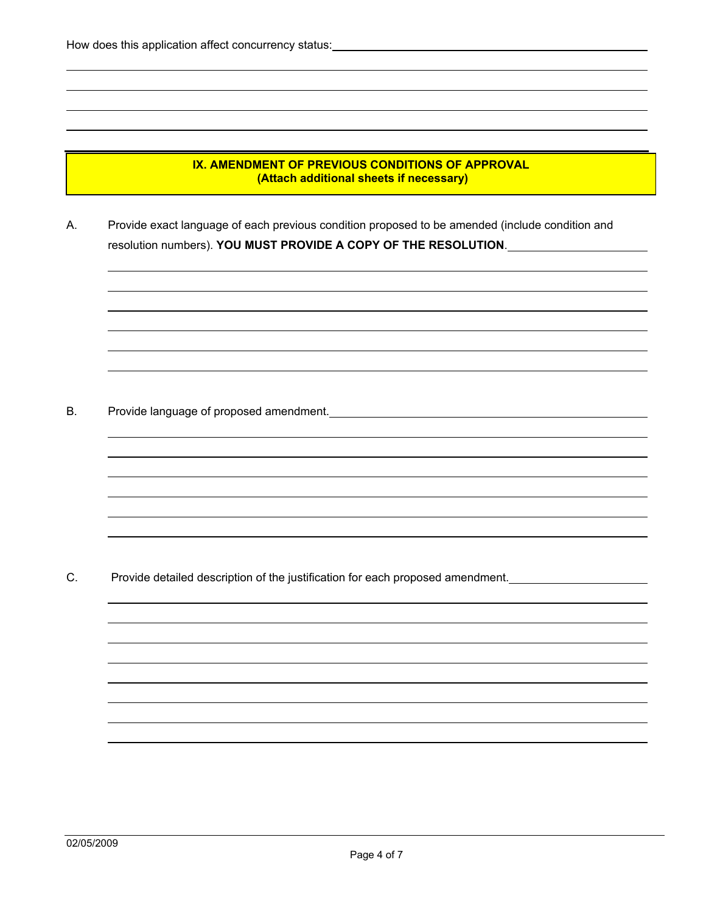How does this application affect concurrency status:

## IX. AMENDMENT OF PREVIOUS CONDITIONS OF APPROVAL
**(Attach additional sheets if necessary)**

A. Provide exact language of each previous condition proposed to be amended (include condition and resolution numbers). **YOU MUST PROVIDE A COPY OF THE RESOLUTION**.

B. Provide language of proposed amendment.

C. Provide detailed description of the justification for each proposed amendment.

02/05/2009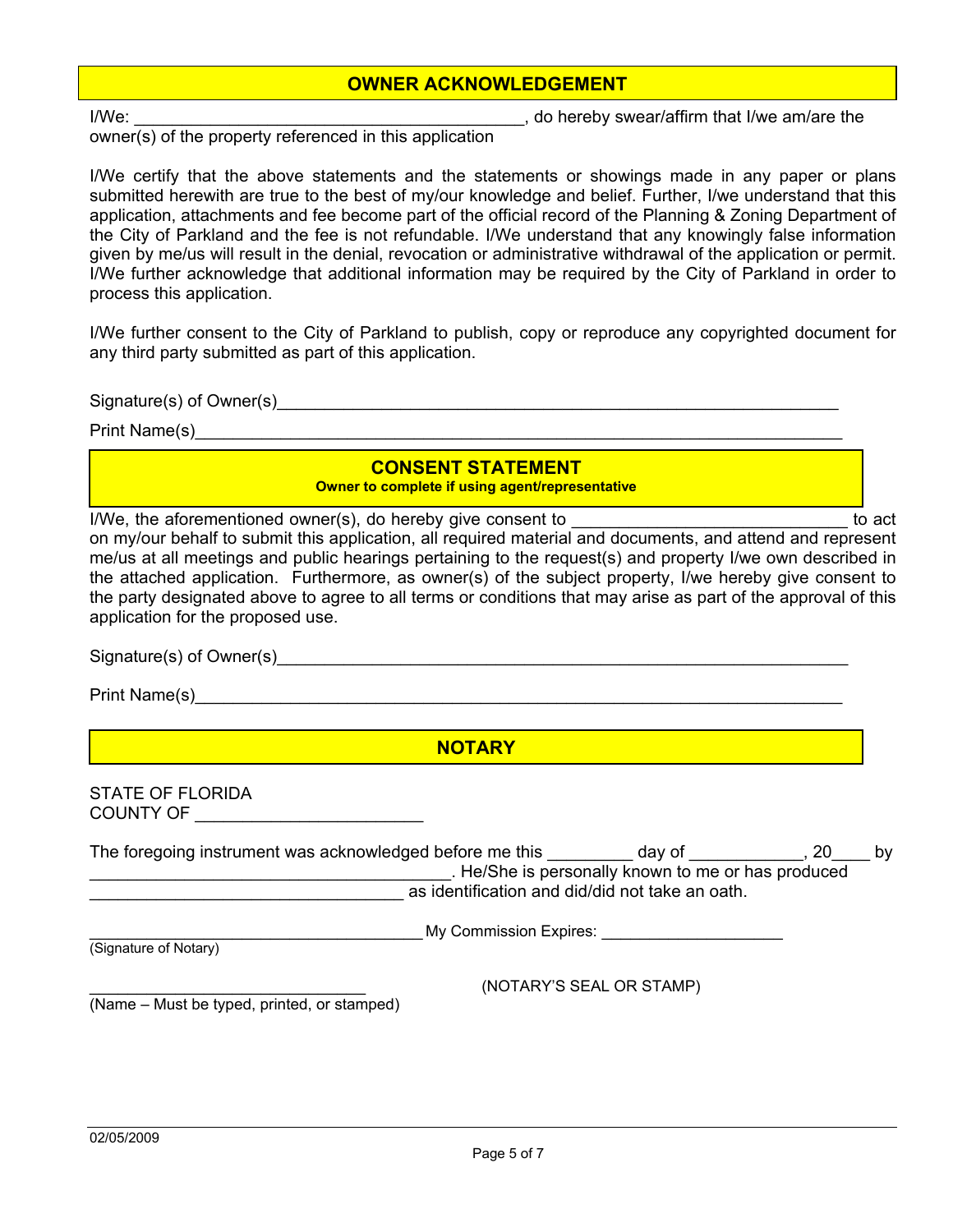## OWNER ACKNOWLEDGEMENT

I/We: ________________________________________, do hereby swear/affirm that I/we am/are the owner(s) of the property referenced in this application

I/We certify that the above statements and the statements or showings made in any paper or plans submitted herewith are true to the best of my/our knowledge and belief. Further, I/we understand that this application, attachments and fee become part of the official record of the Planning & Zoning Department of the City of Parkland and the fee is not refundable. I/We understand that any knowingly false information given by me/us will result in the denial, revocation or administrative withdrawal of the application or permit. I/We further acknowledge that additional information may be required by the City of Parkland in order to process this application.

I/We further consent to the City of Parkland to publish, copy or reproduce any copyrighted document for any third party submitted as part of this application.

Signature(s) of Owner(s)_____________________________________________________________

Print Name(s)______________________________________________________________________

## CONSENT STATEMENT

**Owner to complete if using agent/representative**

I/We, the aforementioned owner(s), do hereby give consent to ____________________________ to act on my/our behalf to submit this application, all required material and documents, and attend and represent me/us at all meetings and public hearings pertaining to the request(s) and property I/we own described in the attached application. Furthermore, as owner(s) of the subject property, I/we hereby give consent to the party designated above to agree to all terms or conditions that may arise as part of the approval of this application for the proposed use.

Signature(s) of Owner(s)_____________________________________________________________

Print Name(s)______________________________________________________________________

## NOTARY

STATE OF FLORIDA
COUNTY OF _______________________

The foregoing instrument was acknowledged before me this _________ day of ____________, 20____ by ____________________________________. He/She is personally known to me or has produced ________________________________ as identification and did/did not take an oath.

____________________________________ My Commission Expires: ___________________
(Signature of Notary)

_____________________________ (NOTARY'S SEAL OR STAMP)
(Name – Must be typed, printed, or stamped)

02/05/2009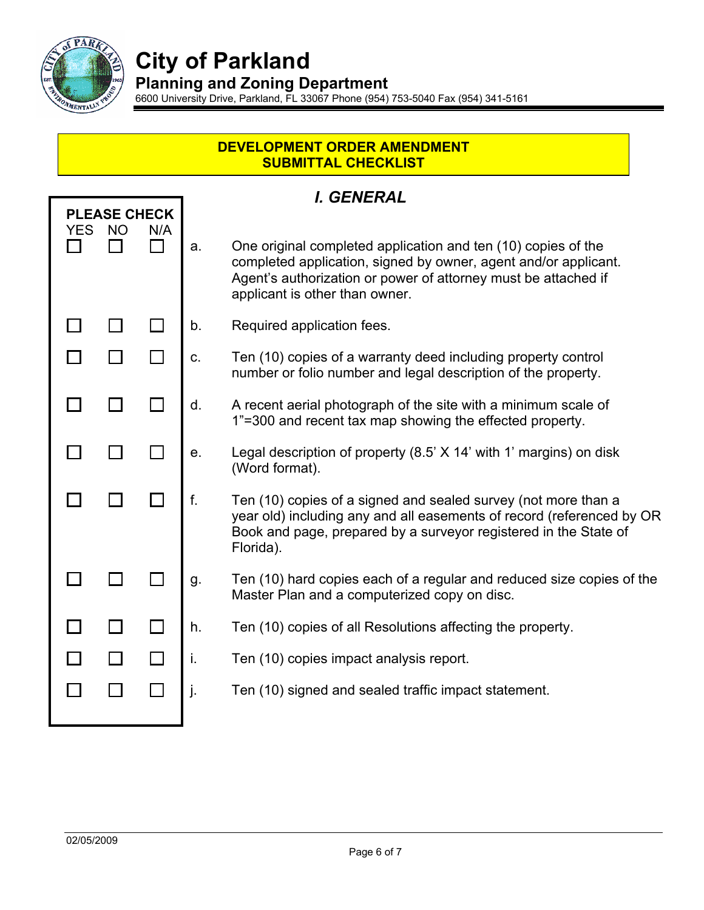# City of Parkland

## Planning and Zoning Department

6600 University Drive, Parkland, FL 33067 Phone (954) 753-5040 Fax (954) 341-5161

**DEVELOPMENT ORDER AMENDMENT SUBMITTAL CHECKLIST**

## *I. GENERAL*

| PLEASE CHECK YES | NO | N/A | | |
|---|---|---|---|---|
| ☐ | ☐ | ☐ | a. | One original completed application and ten (10) copies of the completed application, signed by owner, agent and/or applicant. Agent's authorization or power of attorney must be attached if applicant is other than owner. |
| ☐ | ☐ | ☐ | b. | Required application fees. |
| ☐ | ☐ | ☐ | c. | Ten (10) copies of a warranty deed including property control number or folio number and legal description of the property. |
| ☐ | ☐ | ☐ | d. | A recent aerial photograph of the site with a minimum scale of 1"=300 and recent tax map showing the effected property. |
| ☐ | ☐ | ☐ | e. | Legal description of property (8.5' X 14' with 1' margins) on disk (Word format). |
| ☐ | ☐ | ☐ | f. | Ten (10) copies of a signed and sealed survey (not more than a year old) including any and all easements of record (referenced by OR Book and page, prepared by a surveyor registered in the State of Florida). |
| ☐ | ☐ | ☐ | g. | Ten (10) hard copies each of a regular and reduced size copies of the Master Plan and a computerized copy on disc. |
| ☐ | ☐ | ☐ | h. | Ten (10) copies of all Resolutions affecting the property. |
| ☐ | ☐ | ☐ | i. | Ten (10) copies impact analysis report. |
| ☐ | ☐ | ☐ | j. | Ten (10) signed and sealed traffic impact statement. |

02/05/2009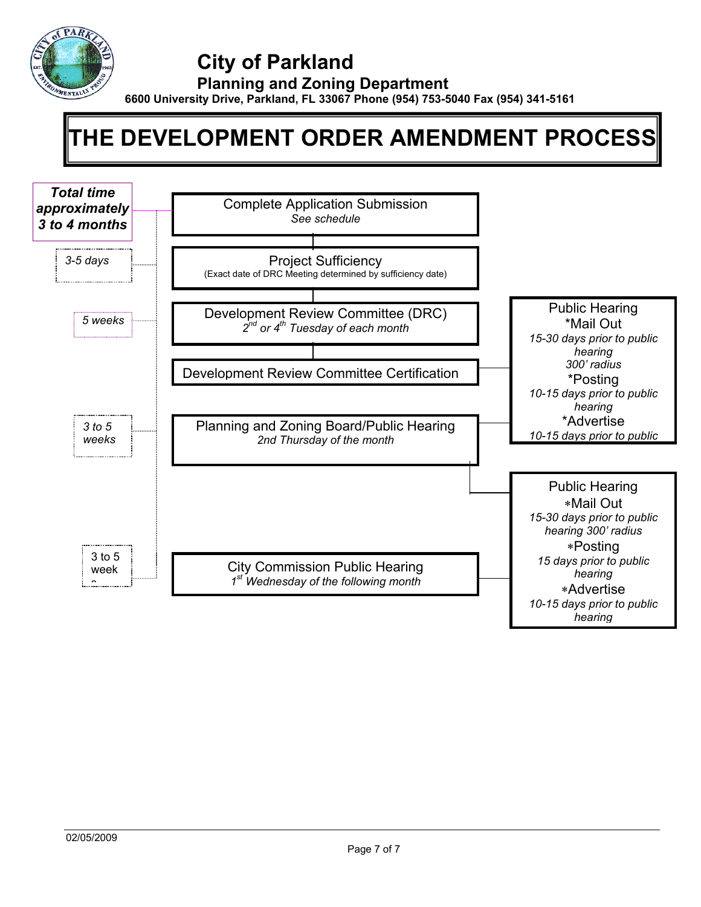# City of Parkland

## Planning and Zoning Department

**6600 University Drive, Parkland, FL 33067 Phone (954) 753-5040 Fax (954) 341-5161**

# THE DEVELOPMENT ORDER AMENDMENT PROCESS

***Total time approximately 3 to 4 months***

Complete Application Submission
*See schedule*

*3-5 days*

Project Sufficiency
(Exact date of DRC Meeting determined by sufficiency date)

*5 weeks*

Development Review Committee (DRC)
*2nd or 4th Tuesday of each month*

Development Review Committee Certification

*3 to 5 weeks*

Planning and Zoning Board/Public Hearing
*2nd Thursday of the month*

Public Hearing
*Mail Out
*15-30 days prior to public hearing*
*300' radius*
*Posting
*10-15 days prior to public hearing*
*Advertise
*10-15 days prior to public*

3 to 5 weeks

City Commission Public Hearing
*1st Wednesday of the following month*

Public Hearing
*Mail Out
*15-30 days prior to public hearing 300' radius*
*Posting
*15 days prior to public hearing*
*Advertise
*10-15 days prior to public hearing*

02/05/2009